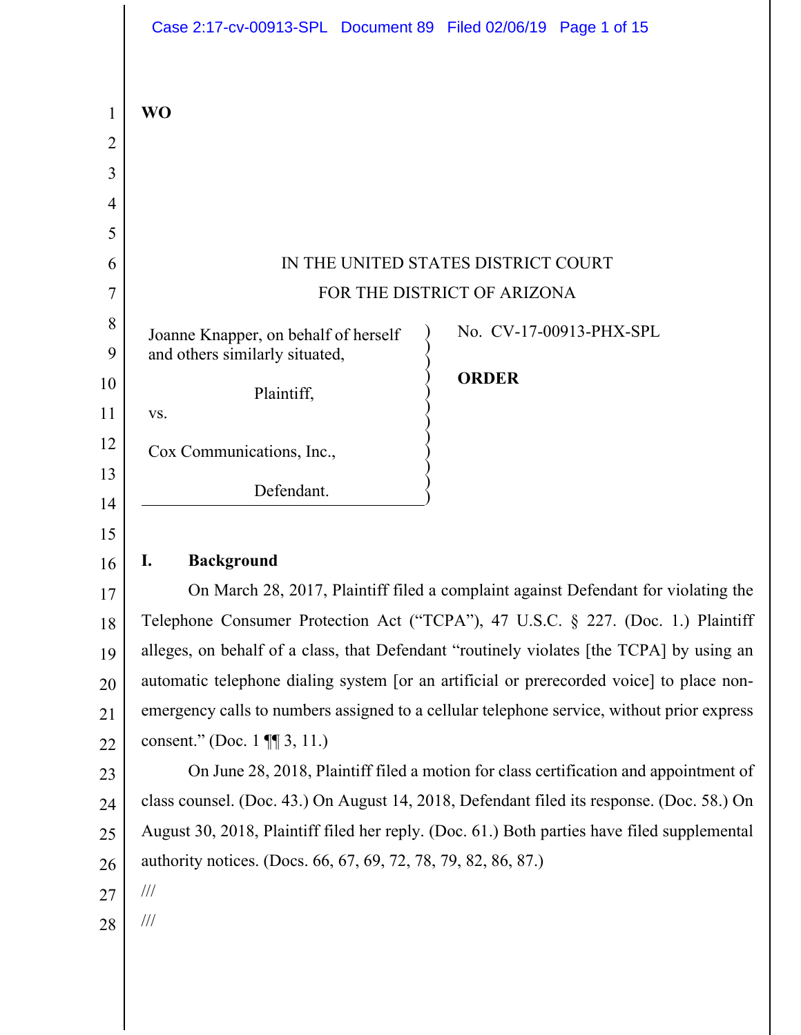**WO**

IN THE UNITED STATES DISTRICT COURT
FOR THE DISTRICT OF ARIZONA

Joanne Knapper, on behalf of herself and others similarly situated,

Plaintiff,

vs.

Cox Communications, Inc.,

Defendant.

No. CV-17-00913-PHX-SPL

**ORDER**

## I. Background

On March 28, 2017, Plaintiff filed a complaint against Defendant for violating the Telephone Consumer Protection Act ("TCPA"), 47 U.S.C. § 227. (Doc. 1.) Plaintiff alleges, on behalf of a class, that Defendant "routinely violates [the TCPA] by using an automatic telephone dialing system [or an artificial or prerecorded voice] to place non-emergency calls to numbers assigned to a cellular telephone service, without prior express consent." (Doc. 1 ¶¶ 3, 11.)

On June 28, 2018, Plaintiff filed a motion for class certification and appointment of class counsel. (Doc. 43.) On August 14, 2018, Defendant filed its response. (Doc. 58.) On August 30, 2018, Plaintiff filed her reply. (Doc. 61.) Both parties have filed supplemental authority notices. (Docs. 66, 67, 69, 72, 78, 79, 82, 86, 87.)

///

///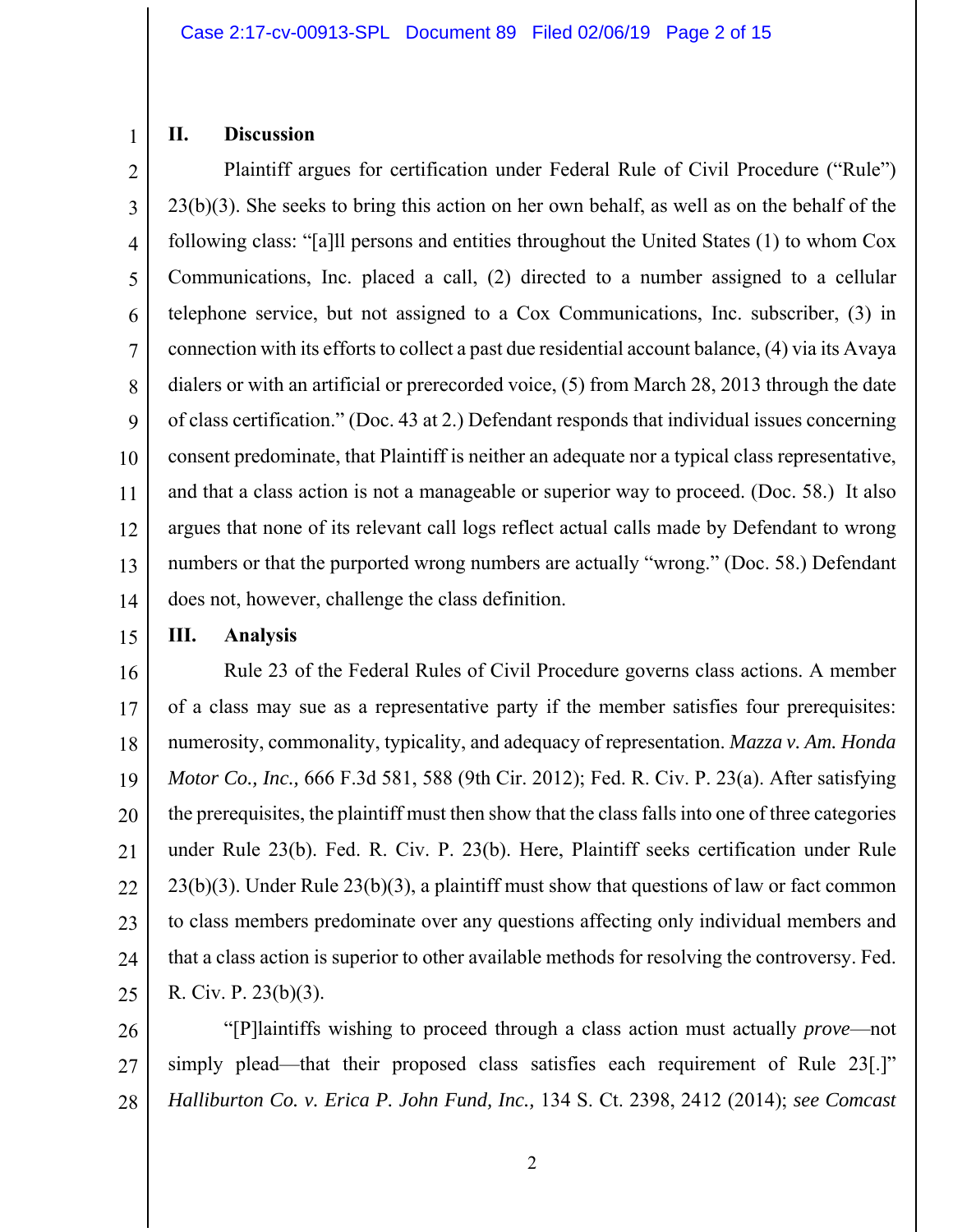## II. Discussion

Plaintiff argues for certification under Federal Rule of Civil Procedure ("Rule") 23(b)(3). She seeks to bring this action on her own behalf, as well as on the behalf of the following class: "[a]ll persons and entities throughout the United States (1) to whom Cox Communications, Inc. placed a call, (2) directed to a number assigned to a cellular telephone service, but not assigned to a Cox Communications, Inc. subscriber, (3) in connection with its efforts to collect a past due residential account balance, (4) via its Avaya dialers or with an artificial or prerecorded voice, (5) from March 28, 2013 through the date of class certification." (Doc. 43 at 2.) Defendant responds that individual issues concerning consent predominate, that Plaintiff is neither an adequate nor a typical class representative, and that a class action is not a manageable or superior way to proceed. (Doc. 58.) It also argues that none of its relevant call logs reflect actual calls made by Defendant to wrong numbers or that the purported wrong numbers are actually "wrong." (Doc. 58.) Defendant does not, however, challenge the class definition.

## III. Analysis

Rule 23 of the Federal Rules of Civil Procedure governs class actions. A member of a class may sue as a representative party if the member satisfies four prerequisites: numerosity, commonality, typicality, and adequacy of representation. *Mazza v. Am. Honda Motor Co., Inc.,* 666 F.3d 581, 588 (9th Cir. 2012); Fed. R. Civ. P. 23(a). After satisfying the prerequisites, the plaintiff must then show that the class falls into one of three categories under Rule 23(b). Fed. R. Civ. P. 23(b). Here, Plaintiff seeks certification under Rule 23(b)(3). Under Rule 23(b)(3), a plaintiff must show that questions of law or fact common to class members predominate over any questions affecting only individual members and that a class action is superior to other available methods for resolving the controversy. Fed. R. Civ. P. 23(b)(3).

"[P]laintiffs wishing to proceed through a class action must actually *prove*—not simply plead—that their proposed class satisfies each requirement of Rule 23[.]" *Halliburton Co. v. Erica P. John Fund, Inc.,* 134 S. Ct. 2398, 2412 (2014); *see Comcast*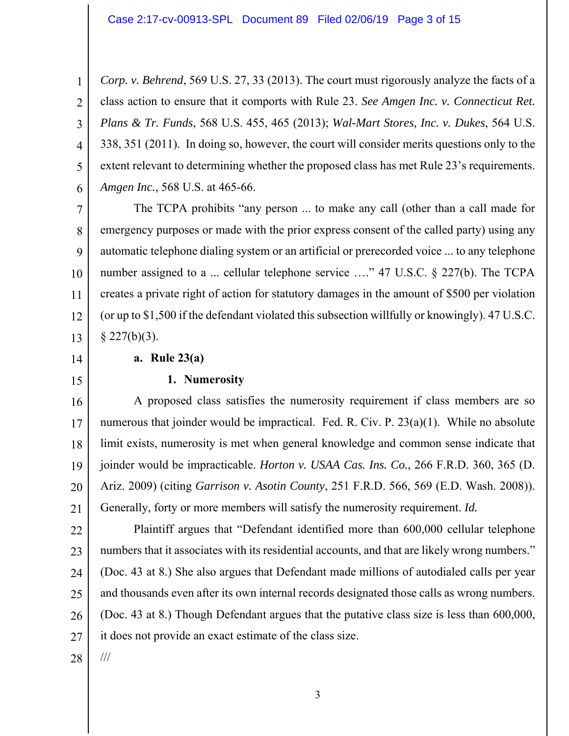*Corp. v. Behrend*, 569 U.S. 27, 33 (2013). The court must rigorously analyze the facts of a class action to ensure that it comports with Rule 23. *See Amgen Inc. v. Connecticut Ret. Plans & Tr. Funds*, 568 U.S. 455, 465 (2013); *Wal-Mart Stores, Inc. v. Dukes*, 564 U.S. 338, 351 (2011). In doing so, however, the court will consider merits questions only to the extent relevant to determining whether the proposed class has met Rule 23's requirements. *Amgen Inc.*, 568 U.S. at 465-66.

The TCPA prohibits "any person ... to make any call (other than a call made for emergency purposes or made with the prior express consent of the called party) using any automatic telephone dialing system or an artificial or prerecorded voice ... to any telephone number assigned to a ... cellular telephone service …." 47 U.S.C. § 227(b). The TCPA creates a private right of action for statutory damages in the amount of $500 per violation (or up to $1,500 if the defendant violated this subsection willfully or knowingly). 47 U.S.C. § 227(b)(3).

**a. Rule 23(a)**

**1. Numerosity**

A proposed class satisfies the numerosity requirement if class members are so numerous that joinder would be impractical. Fed. R. Civ. P. 23(a)(1). While no absolute limit exists, numerosity is met when general knowledge and common sense indicate that joinder would be impracticable. *Horton v. USAA Cas. Ins. Co.*, 266 F.R.D. 360, 365 (D. Ariz. 2009) (citing *Garrison v. Asotin County*, 251 F.R.D. 566, 569 (E.D. Wash. 2008)). Generally, forty or more members will satisfy the numerosity requirement. *Id.*

Plaintiff argues that "Defendant identified more than 600,000 cellular telephone numbers that it associates with its residential accounts, and that are likely wrong numbers." (Doc. 43 at 8.) She also argues that Defendant made millions of autodialed calls per year and thousands even after its own internal records designated those calls as wrong numbers. (Doc. 43 at 8.) Though Defendant argues that the putative class size is less than 600,000, it does not provide an exact estimate of the class size.

///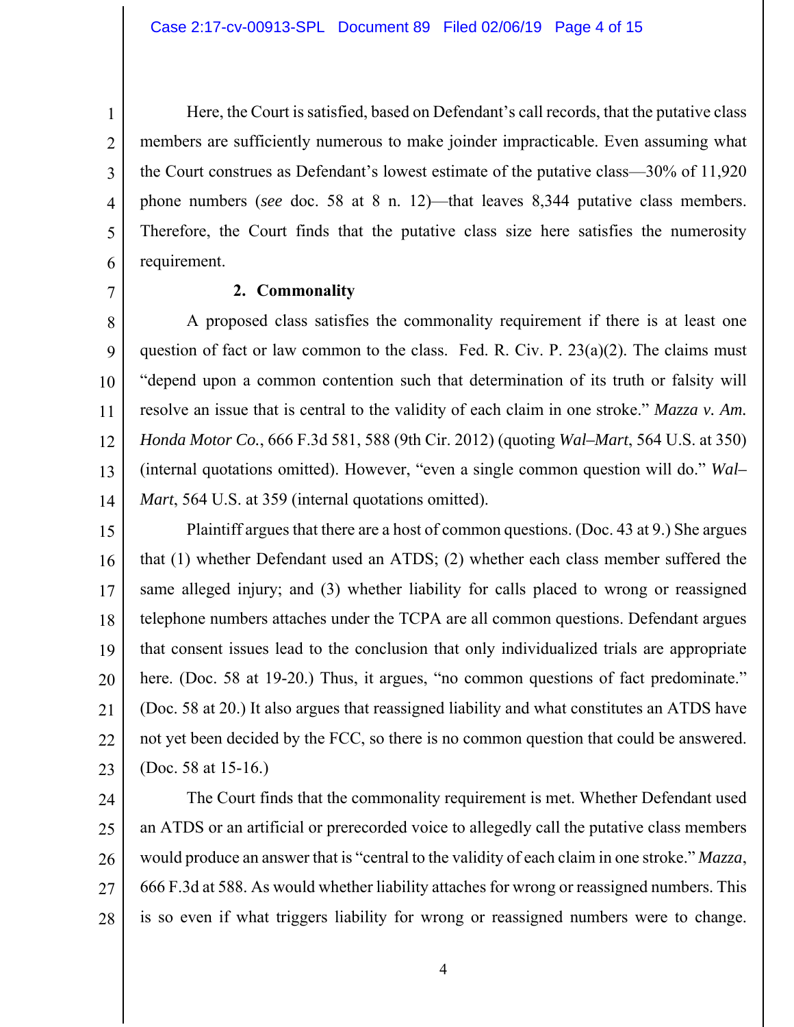Here, the Court is satisfied, based on Defendant's call records, that the putative class members are sufficiently numerous to make joinder impracticable. Even assuming what the Court construes as Defendant's lowest estimate of the putative class—30% of 11,920 phone numbers (*see* doc. 58 at 8 n. 12)—that leaves 8,344 putative class members. Therefore, the Court finds that the putative class size here satisfies the numerosity requirement.

**2. Commonality**

A proposed class satisfies the commonality requirement if there is at least one question of fact or law common to the class. Fed. R. Civ. P. 23(a)(2). The claims must "depend upon a common contention such that determination of its truth or falsity will resolve an issue that is central to the validity of each claim in one stroke." *Mazza v. Am. Honda Motor Co.*, 666 F.3d 581, 588 (9th Cir. 2012) (quoting *Wal–Mart*, 564 U.S. at 350) (internal quotations omitted). However, "even a single common question will do." *Wal–Mart*, 564 U.S. at 359 (internal quotations omitted).

Plaintiff argues that there are a host of common questions. (Doc. 43 at 9.) She argues that (1) whether Defendant used an ATDS; (2) whether each class member suffered the same alleged injury; and (3) whether liability for calls placed to wrong or reassigned telephone numbers attaches under the TCPA are all common questions. Defendant argues that consent issues lead to the conclusion that only individualized trials are appropriate here. (Doc. 58 at 19-20.) Thus, it argues, "no common questions of fact predominate." (Doc. 58 at 20.) It also argues that reassigned liability and what constitutes an ATDS have not yet been decided by the FCC, so there is no common question that could be answered. (Doc. 58 at 15-16.)

The Court finds that the commonality requirement is met. Whether Defendant used an ATDS or an artificial or prerecorded voice to allegedly call the putative class members would produce an answer that is "central to the validity of each claim in one stroke." *Mazza*, 666 F.3d at 588. As would whether liability attaches for wrong or reassigned numbers. This is so even if what triggers liability for wrong or reassigned numbers were to change.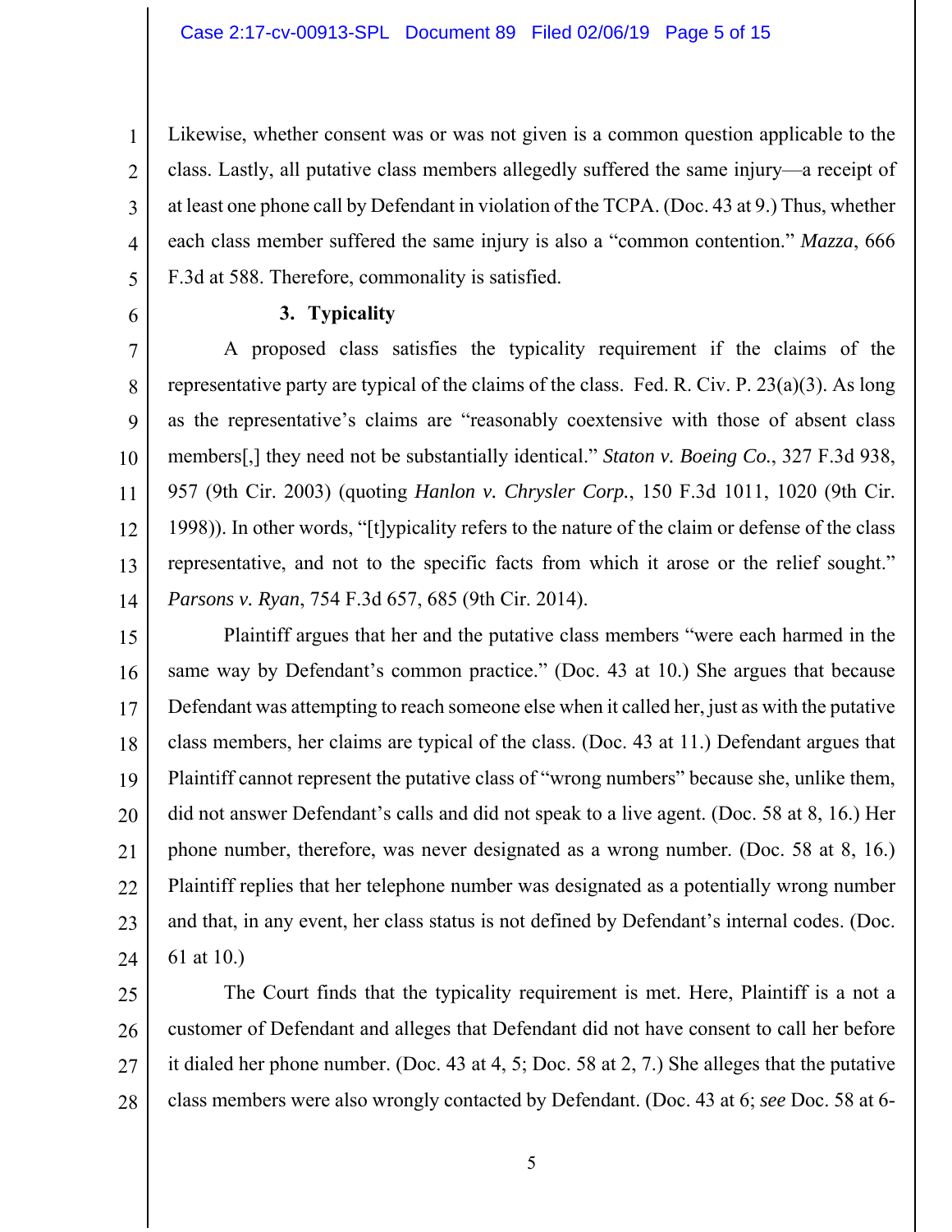Likewise, whether consent was or was not given is a common question applicable to the class. Lastly, all putative class members allegedly suffered the same injury—a receipt of at least one phone call by Defendant in violation of the TCPA. (Doc. 43 at 9.) Thus, whether each class member suffered the same injury is also a "common contention." *Mazza*, 666 F.3d at 588. Therefore, commonality is satisfied.

### 3. Typicality

A proposed class satisfies the typicality requirement if the claims of the representative party are typical of the claims of the class. Fed. R. Civ. P. 23(a)(3). As long as the representative's claims are "reasonably coextensive with those of absent class members[,] they need not be substantially identical." *Staton v. Boeing Co.*, 327 F.3d 938, 957 (9th Cir. 2003) (quoting *Hanlon v. Chrysler Corp.*, 150 F.3d 1011, 1020 (9th Cir. 1998)). In other words, "[t]ypicality refers to the nature of the claim or defense of the class representative, and not to the specific facts from which it arose or the relief sought." *Parsons v. Ryan*, 754 F.3d 657, 685 (9th Cir. 2014).

Plaintiff argues that her and the putative class members "were each harmed in the same way by Defendant's common practice." (Doc. 43 at 10.) She argues that because Defendant was attempting to reach someone else when it called her, just as with the putative class members, her claims are typical of the class. (Doc. 43 at 11.) Defendant argues that Plaintiff cannot represent the putative class of "wrong numbers" because she, unlike them, did not answer Defendant's calls and did not speak to a live agent. (Doc. 58 at 8, 16.) Her phone number, therefore, was never designated as a wrong number. (Doc. 58 at 8, 16.) Plaintiff replies that her telephone number was designated as a potentially wrong number and that, in any event, her class status is not defined by Defendant's internal codes. (Doc. 61 at 10.)

The Court finds that the typicality requirement is met. Here, Plaintiff is a not a customer of Defendant and alleges that Defendant did not have consent to call her before it dialed her phone number. (Doc. 43 at 4, 5; Doc. 58 at 2, 7.) She alleges that the putative class members were also wrongly contacted by Defendant. (Doc. 43 at 6; *see* Doc. 58 at 6-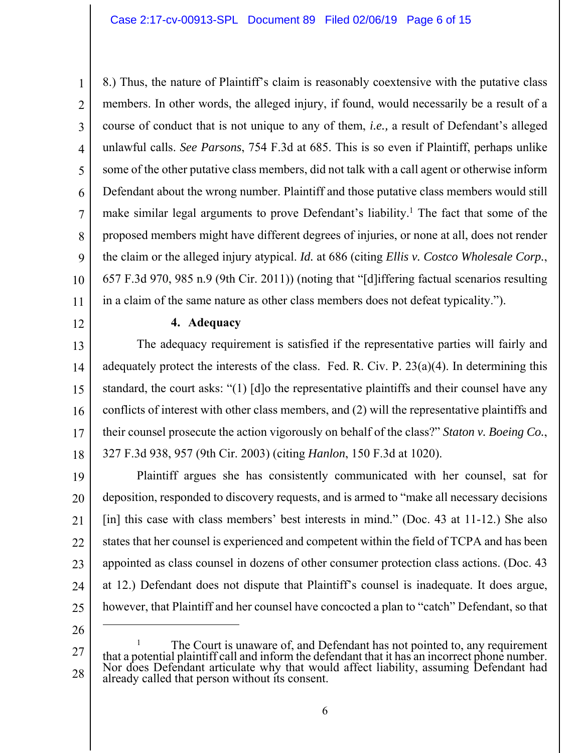8.) Thus, the nature of Plaintiff's claim is reasonably coextensive with the putative class members. In other words, the alleged injury, if found, would necessarily be a result of a course of conduct that is not unique to any of them, *i.e.,* a result of Defendant's alleged unlawful calls. *See Parsons*, 754 F.3d at 685. This is so even if Plaintiff, perhaps unlike some of the other putative class members, did not talk with a call agent or otherwise inform Defendant about the wrong number. Plaintiff and those putative class members would still make similar legal arguments to prove Defendant's liability.[1] The fact that some of the proposed members might have different degrees of injuries, or none at all, does not render the claim or the alleged injury atypical. *Id.* at 686 (citing *Ellis v. Costco Wholesale Corp.*, 657 F.3d 970, 985 n.9 (9th Cir. 2011)) (noting that "[d]iffering factual scenarios resulting in a claim of the same nature as other class members does not defeat typicality.").

**4. Adequacy**

The adequacy requirement is satisfied if the representative parties will fairly and adequately protect the interests of the class. Fed. R. Civ. P. 23(a)(4). In determining this standard, the court asks: "(1) [d]o the representative plaintiffs and their counsel have any conflicts of interest with other class members, and (2) will the representative plaintiffs and their counsel prosecute the action vigorously on behalf of the class?" *Staton v. Boeing Co.*, 327 F.3d 938, 957 (9th Cir. 2003) (citing *Hanlon*, 150 F.3d at 1020).

Plaintiff argues she has consistently communicated with her counsel, sat for deposition, responded to discovery requests, and is armed to "make all necessary decisions [in] this case with class members' best interests in mind." (Doc. 43 at 11-12.) She also states that her counsel is experienced and competent within the field of TCPA and has been appointed as class counsel in dozens of other consumer protection class actions. (Doc. 43 at 12.) Defendant does not dispute that Plaintiff's counsel is inadequate. It does argue, however, that Plaintiff and her counsel have concocted a plan to "catch" Defendant, so that

---

[1] The Court is unaware of, and Defendant has not pointed to, any requirement that a potential plaintiff call and inform the defendant that it has an incorrect phone number. Nor does Defendant articulate why that would affect liability, assuming Defendant had already called that person without its consent.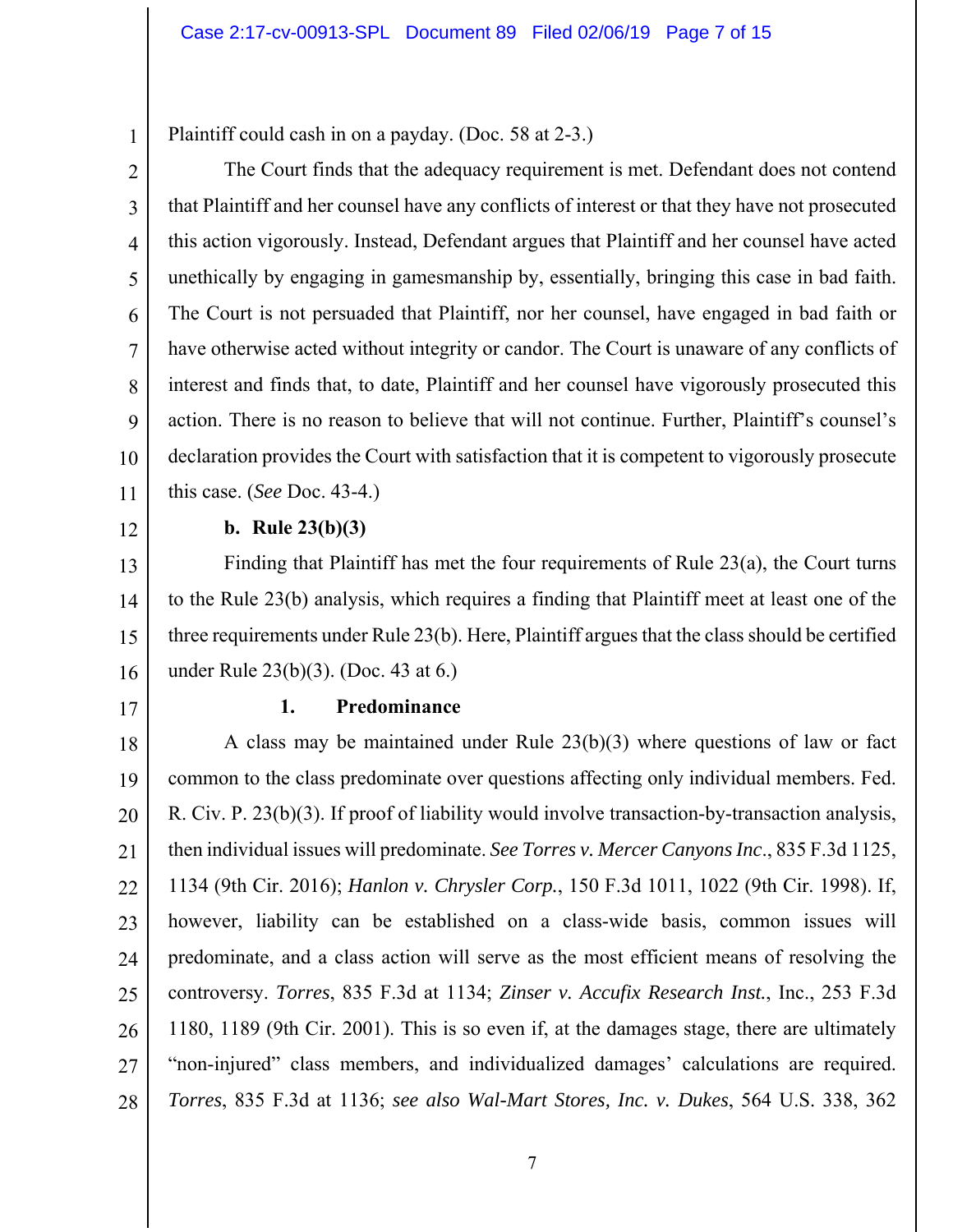Plaintiff could cash in on a payday. (Doc. 58 at 2-3.)

The Court finds that the adequacy requirement is met. Defendant does not contend that Plaintiff and her counsel have any conflicts of interest or that they have not prosecuted this action vigorously. Instead, Defendant argues that Plaintiff and her counsel have acted unethically by engaging in gamesmanship by, essentially, bringing this case in bad faith. The Court is not persuaded that Plaintiff, nor her counsel, have engaged in bad faith or have otherwise acted without integrity or candor. The Court is unaware of any conflicts of interest and finds that, to date, Plaintiff and her counsel have vigorously prosecuted this action. There is no reason to believe that will not continue. Further, Plaintiff's counsel's declaration provides the Court with satisfaction that it is competent to vigorously prosecute this case. (*See* Doc. 43-4.)

**b. Rule 23(b)(3)**

Finding that Plaintiff has met the four requirements of Rule 23(a), the Court turns to the Rule 23(b) analysis, which requires a finding that Plaintiff meet at least one of the three requirements under Rule 23(b). Here, Plaintiff argues that the class should be certified under Rule 23(b)(3). (Doc. 43 at 6.)

**1. Predominance**

A class may be maintained under Rule 23(b)(3) where questions of law or fact common to the class predominate over questions affecting only individual members. Fed. R. Civ. P. 23(b)(3). If proof of liability would involve transaction-by-transaction analysis, then individual issues will predominate. *See Torres v. Mercer Canyons Inc.*, 835 F.3d 1125, 1134 (9th Cir. 2016); *Hanlon v. Chrysler Corp.*, 150 F.3d 1011, 1022 (9th Cir. 1998). If, however, liability can be established on a class-wide basis, common issues will predominate, and a class action will serve as the most efficient means of resolving the controversy. *Torres*, 835 F.3d at 1134; *Zinser v. Accufix Research Inst.*, Inc., 253 F.3d 1180, 1189 (9th Cir. 2001). This is so even if, at the damages stage, there are ultimately "non-injured" class members, and individualized damages' calculations are required. *Torres*, 835 F.3d at 1136; *see also Wal-Mart Stores, Inc. v. Dukes*, 564 U.S. 338, 362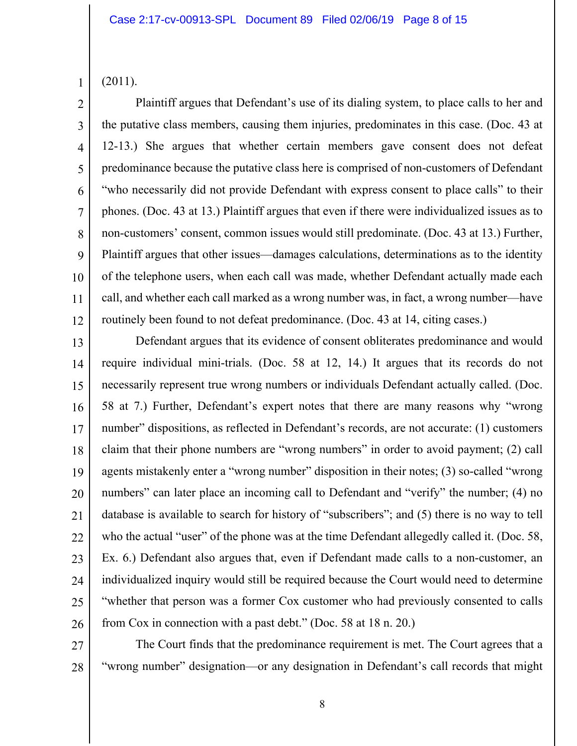(2011).

Plaintiff argues that Defendant's use of its dialing system, to place calls to her and the putative class members, causing them injuries, predominates in this case. (Doc. 43 at 12-13.) She argues that whether certain members gave consent does not defeat predominance because the putative class here is comprised of non-customers of Defendant "who necessarily did not provide Defendant with express consent to place calls" to their phones. (Doc. 43 at 13.) Plaintiff argues that even if there were individualized issues as to non-customers' consent, common issues would still predominate. (Doc. 43 at 13.) Further, Plaintiff argues that other issues—damages calculations, determinations as to the identity of the telephone users, when each call was made, whether Defendant actually made each call, and whether each call marked as a wrong number was, in fact, a wrong number—have routinely been found to not defeat predominance. (Doc. 43 at 14, citing cases.)

Defendant argues that its evidence of consent obliterates predominance and would require individual mini-trials. (Doc. 58 at 12, 14.) It argues that its records do not necessarily represent true wrong numbers or individuals Defendant actually called. (Doc. 58 at 7.) Further, Defendant's expert notes that there are many reasons why "wrong number" dispositions, as reflected in Defendant's records, are not accurate: (1) customers claim that their phone numbers are "wrong numbers" in order to avoid payment; (2) call agents mistakenly enter a "wrong number" disposition in their notes; (3) so-called "wrong numbers" can later place an incoming call to Defendant and "verify" the number; (4) no database is available to search for history of "subscribers"; and (5) there is no way to tell who the actual "user" of the phone was at the time Defendant allegedly called it. (Doc. 58, Ex. 6.) Defendant also argues that, even if Defendant made calls to a non-customer, an individualized inquiry would still be required because the Court would need to determine "whether that person was a former Cox customer who had previously consented to calls from Cox in connection with a past debt." (Doc. 58 at 18 n. 20.)

The Court finds that the predominance requirement is met. The Court agrees that a "wrong number" designation—or any designation in Defendant's call records that might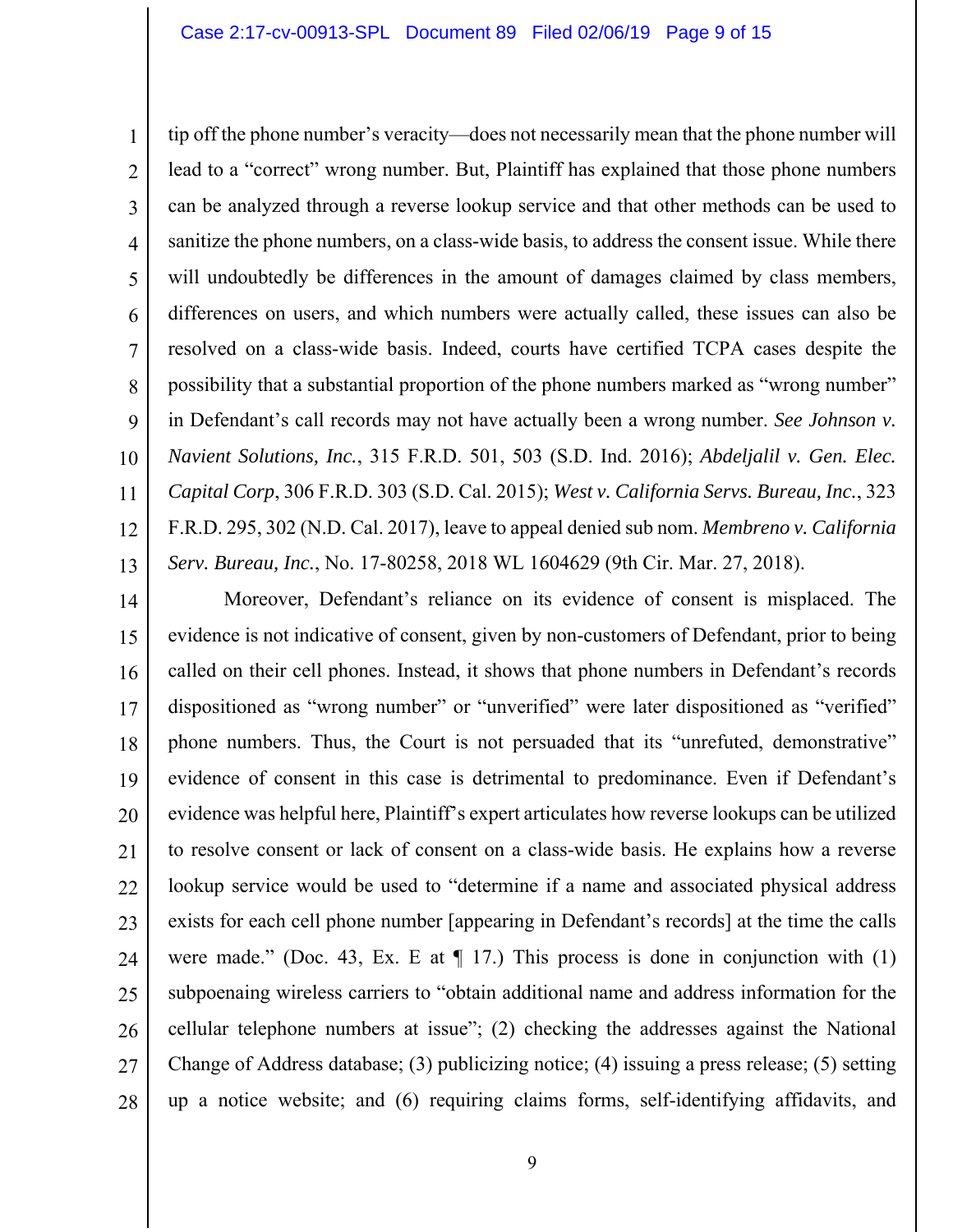tip off the phone number's veracity—does not necessarily mean that the phone number will lead to a "correct" wrong number. But, Plaintiff has explained that those phone numbers can be analyzed through a reverse lookup service and that other methods can be used to sanitize the phone numbers, on a class-wide basis, to address the consent issue. While there will undoubtedly be differences in the amount of damages claimed by class members, differences on users, and which numbers were actually called, these issues can also be resolved on a class-wide basis. Indeed, courts have certified TCPA cases despite the possibility that a substantial proportion of the phone numbers marked as "wrong number" in Defendant's call records may not have actually been a wrong number. *See Johnson v. Navient Solutions, Inc.*, 315 F.R.D. 501, 503 (S.D. Ind. 2016); *Abdeljalil v. Gen. Elec. Capital Corp*, 306 F.R.D. 303 (S.D. Cal. 2015); *West v. California Servs. Bureau, Inc.*, 323 F.R.D. 295, 302 (N.D. Cal. 2017), leave to appeal denied sub nom. *Membreno v. California Serv. Bureau, Inc.*, No. 17-80258, 2018 WL 1604629 (9th Cir. Mar. 27, 2018).

Moreover, Defendant's reliance on its evidence of consent is misplaced. The evidence is not indicative of consent, given by non-customers of Defendant, prior to being called on their cell phones. Instead, it shows that phone numbers in Defendant's records dispositioned as "wrong number" or "unverified" were later dispositioned as "verified" phone numbers. Thus, the Court is not persuaded that its "unrefuted, demonstrative" evidence of consent in this case is detrimental to predominance. Even if Defendant's evidence was helpful here, Plaintiff's expert articulates how reverse lookups can be utilized to resolve consent or lack of consent on a class-wide basis. He explains how a reverse lookup service would be used to "determine if a name and associated physical address exists for each cell phone number [appearing in Defendant's records] at the time the calls were made." (Doc. 43, Ex. E at ¶ 17.) This process is done in conjunction with (1) subpoenaing wireless carriers to "obtain additional name and address information for the cellular telephone numbers at issue"; (2) checking the addresses against the National Change of Address database; (3) publicizing notice; (4) issuing a press release; (5) setting up a notice website; and (6) requiring claims forms, self-identifying affidavits, and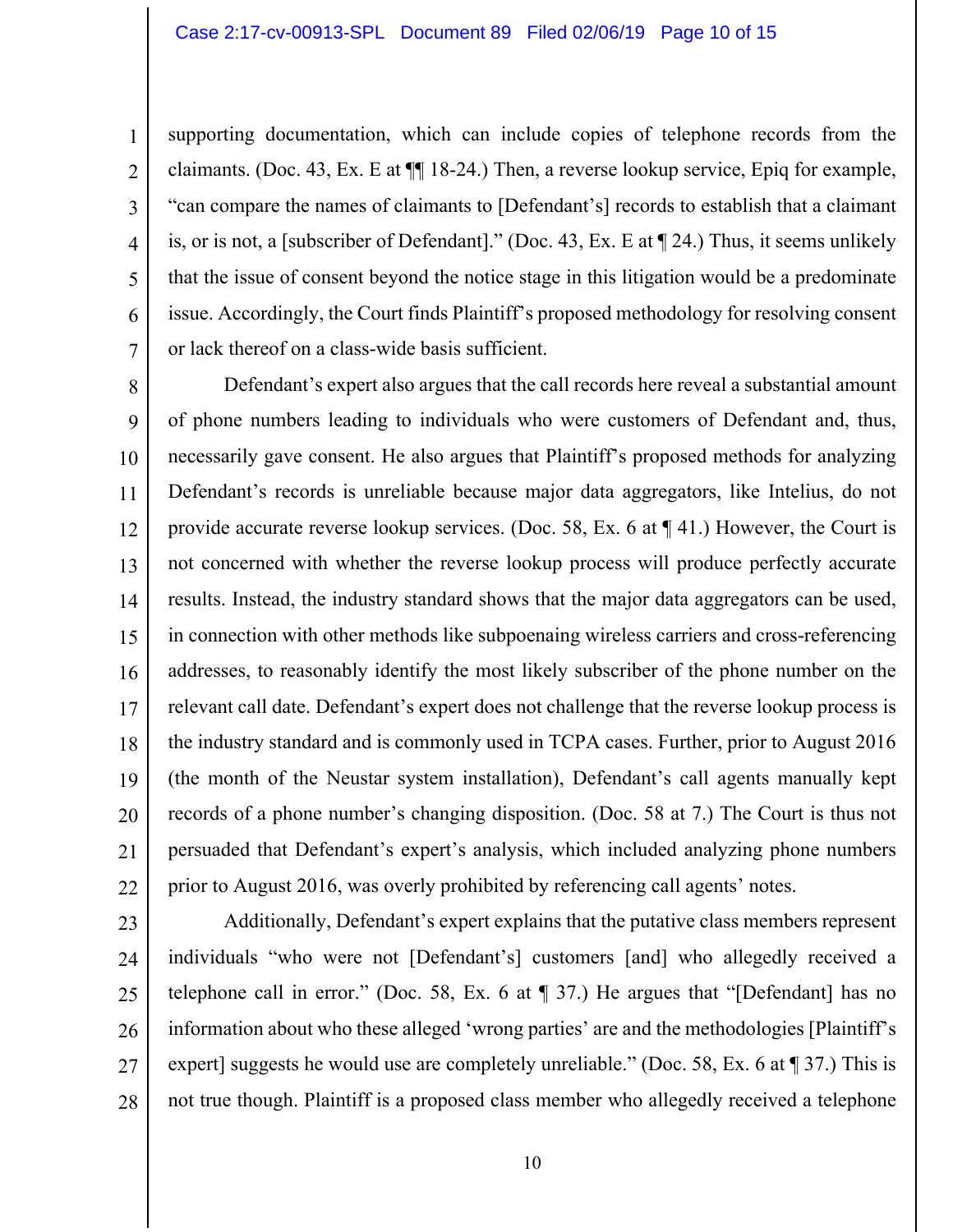supporting documentation, which can include copies of telephone records from the claimants. (Doc. 43, Ex. E at ¶¶ 18-24.) Then, a reverse lookup service, Epiq for example, "can compare the names of claimants to [Defendant's] records to establish that a claimant is, or is not, a [subscriber of Defendant]." (Doc. 43, Ex. E at ¶ 24.) Thus, it seems unlikely that the issue of consent beyond the notice stage in this litigation would be a predominate issue. Accordingly, the Court finds Plaintiff's proposed methodology for resolving consent or lack thereof on a class-wide basis sufficient.

Defendant's expert also argues that the call records here reveal a substantial amount of phone numbers leading to individuals who were customers of Defendant and, thus, necessarily gave consent. He also argues that Plaintiff's proposed methods for analyzing Defendant's records is unreliable because major data aggregators, like Intelius, do not provide accurate reverse lookup services. (Doc. 58, Ex. 6 at ¶ 41.) However, the Court is not concerned with whether the reverse lookup process will produce perfectly accurate results. Instead, the industry standard shows that the major data aggregators can be used, in connection with other methods like subpoenaing wireless carriers and cross-referencing addresses, to reasonably identify the most likely subscriber of the phone number on the relevant call date. Defendant's expert does not challenge that the reverse lookup process is the industry standard and is commonly used in TCPA cases. Further, prior to August 2016 (the month of the Neustar system installation), Defendant's call agents manually kept records of a phone number's changing disposition. (Doc. 58 at 7.) The Court is thus not persuaded that Defendant's expert's analysis, which included analyzing phone numbers prior to August 2016, was overly prohibited by referencing call agents' notes.

Additionally, Defendant's expert explains that the putative class members represent individuals "who were not [Defendant's] customers [and] who allegedly received a telephone call in error." (Doc. 58, Ex. 6 at ¶ 37.) He argues that "[Defendant] has no information about who these alleged 'wrong parties' are and the methodologies [Plaintiff's expert] suggests he would use are completely unreliable." (Doc. 58, Ex. 6 at ¶ 37.) This is not true though. Plaintiff is a proposed class member who allegedly received a telephone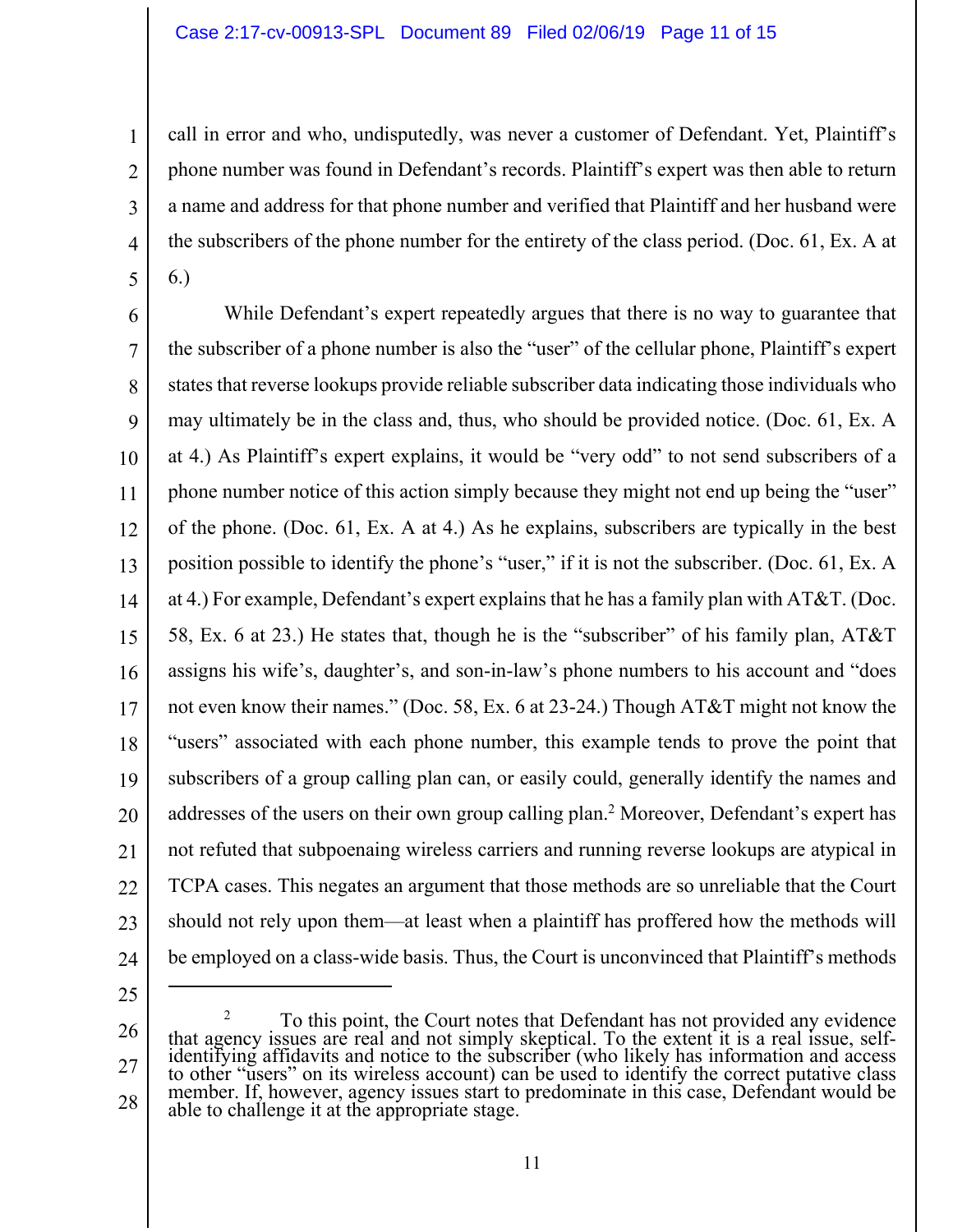call in error and who, undisputedly, was never a customer of Defendant. Yet, Plaintiff's phone number was found in Defendant's records. Plaintiff's expert was then able to return a name and address for that phone number and verified that Plaintiff and her husband were the subscribers of the phone number for the entirety of the class period. (Doc. 61, Ex. A at 6.)

While Defendant's expert repeatedly argues that there is no way to guarantee that the subscriber of a phone number is also the "user" of the cellular phone, Plaintiff's expert states that reverse lookups provide reliable subscriber data indicating those individuals who may ultimately be in the class and, thus, who should be provided notice. (Doc. 61, Ex. A at 4.) As Plaintiff's expert explains, it would be "very odd" to not send subscribers of a phone number notice of this action simply because they might not end up being the "user" of the phone. (Doc. 61, Ex. A at 4.) As he explains, subscribers are typically in the best position possible to identify the phone's "user," if it is not the subscriber. (Doc. 61, Ex. A at 4.) For example, Defendant's expert explains that he has a family plan with AT&T. (Doc. 58, Ex. 6 at 23.) He states that, though he is the "subscriber" of his family plan, AT&T assigns his wife's, daughter's, and son-in-law's phone numbers to his account and "does not even know their names." (Doc. 58, Ex. 6 at 23-24.) Though AT&T might not know the "users" associated with each phone number, this example tends to prove the point that subscribers of a group calling plan can, or easily could, generally identify the names and addresses of the users on their own group calling plan.[2] Moreover, Defendant's expert has not refuted that subpoenaing wireless carriers and running reverse lookups are atypical in TCPA cases. This negates an argument that those methods are so unreliable that the Court should not rely upon them—at least when a plaintiff has proffered how the methods will be employed on a class-wide basis. Thus, the Court is unconvinced that Plaintiff's methods

---

[2] To this point, the Court notes that Defendant has not provided any evidence that agency issues are real and not simply skeptical. To the extent it is a real issue, self-identifying affidavits and notice to the subscriber (who likely has information and access to other "users" on its wireless account) can be used to identify the correct putative class member. If, however, agency issues start to predominate in this case, Defendant would be able to challenge it at the appropriate stage.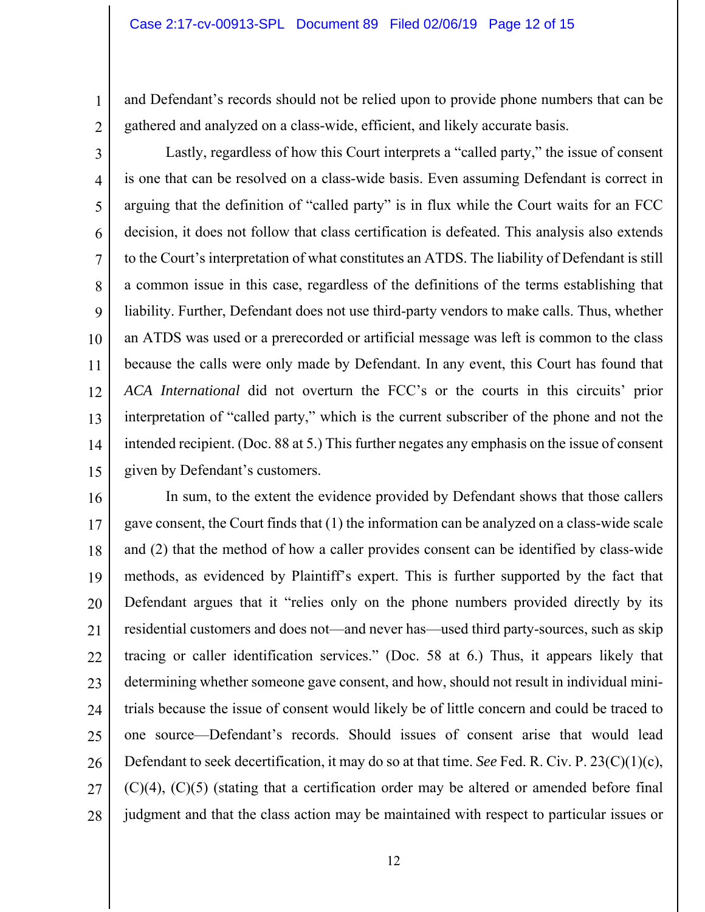and Defendant's records should not be relied upon to provide phone numbers that can be gathered and analyzed on a class-wide, efficient, and likely accurate basis.

Lastly, regardless of how this Court interprets a "called party," the issue of consent is one that can be resolved on a class-wide basis. Even assuming Defendant is correct in arguing that the definition of "called party" is in flux while the Court waits for an FCC decision, it does not follow that class certification is defeated. This analysis also extends to the Court's interpretation of what constitutes an ATDS. The liability of Defendant is still a common issue in this case, regardless of the definitions of the terms establishing that liability. Further, Defendant does not use third-party vendors to make calls. Thus, whether an ATDS was used or a prerecorded or artificial message was left is common to the class because the calls were only made by Defendant. In any event, this Court has found that *ACA International* did not overturn the FCC's or the courts in this circuits' prior interpretation of "called party," which is the current subscriber of the phone and not the intended recipient. (Doc. 88 at 5.) This further negates any emphasis on the issue of consent given by Defendant's customers.

In sum, to the extent the evidence provided by Defendant shows that those callers gave consent, the Court finds that (1) the information can be analyzed on a class-wide scale and (2) that the method of how a caller provides consent can be identified by class-wide methods, as evidenced by Plaintiff's expert. This is further supported by the fact that Defendant argues that it "relies only on the phone numbers provided directly by its residential customers and does not—and never has—used third party-sources, such as skip tracing or caller identification services." (Doc. 58 at 6.) Thus, it appears likely that determining whether someone gave consent, and how, should not result in individual mini-trials because the issue of consent would likely be of little concern and could be traced to one source—Defendant's records. Should issues of consent arise that would lead Defendant to seek decertification, it may do so at that time. *See* Fed. R. Civ. P. 23(C)(1)(c), (C)(4), (C)(5) (stating that a certification order may be altered or amended before final judgment and that the class action may be maintained with respect to particular issues or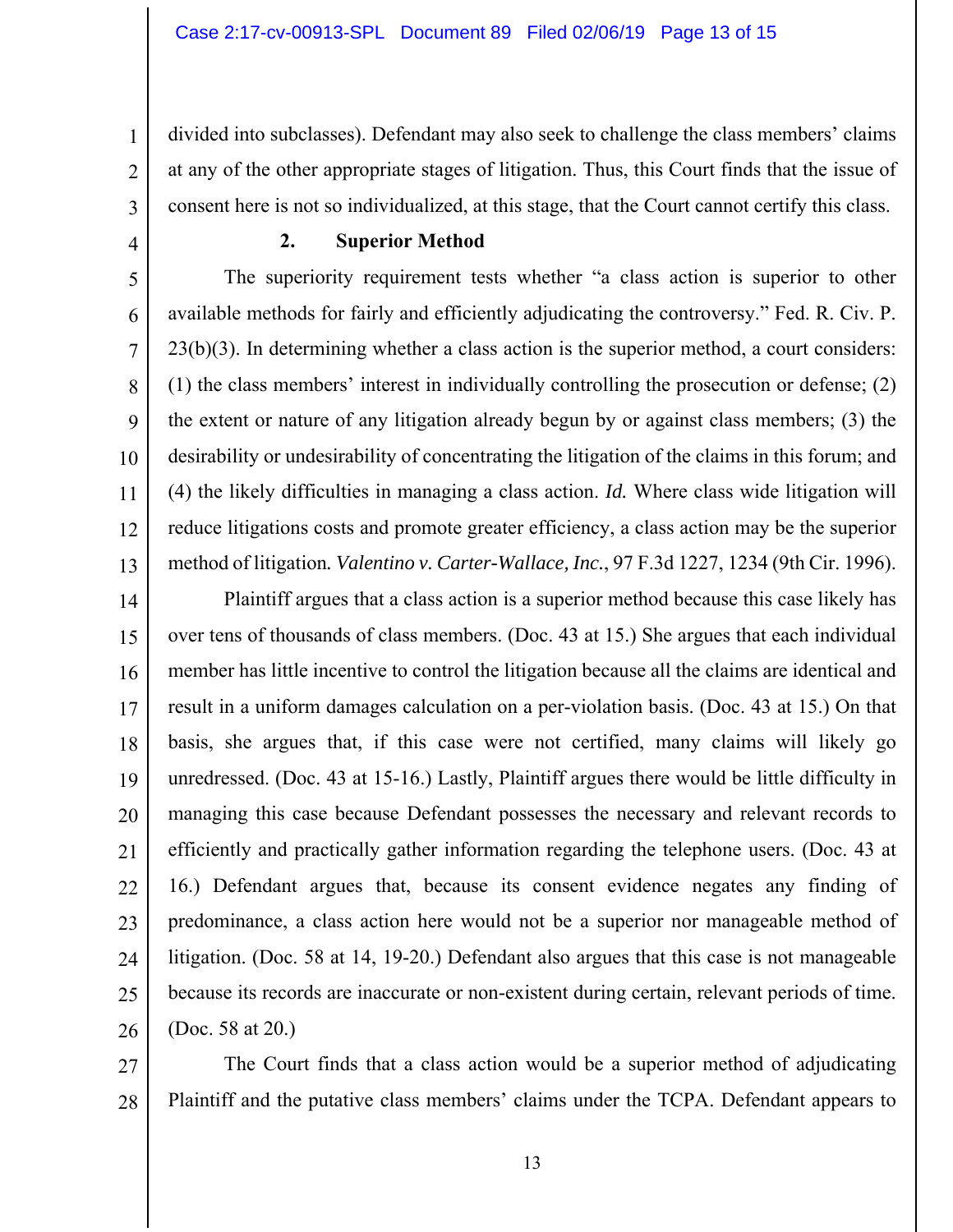divided into subclasses). Defendant may also seek to challenge the class members' claims at any of the other appropriate stages of litigation. Thus, this Court finds that the issue of consent here is not so individualized, at this stage, that the Court cannot certify this class.

### 2. Superior Method

The superiority requirement tests whether "a class action is superior to other available methods for fairly and efficiently adjudicating the controversy." Fed. R. Civ. P. 23(b)(3). In determining whether a class action is the superior method, a court considers: (1) the class members' interest in individually controlling the prosecution or defense; (2) the extent or nature of any litigation already begun by or against class members; (3) the desirability or undesirability of concentrating the litigation of the claims in this forum; and (4) the likely difficulties in managing a class action. *Id.* Where class wide litigation will reduce litigations costs and promote greater efficiency, a class action may be the superior method of litigation. *Valentino v. Carter-Wallace, Inc.*, 97 F.3d 1227, 1234 (9th Cir. 1996).

Plaintiff argues that a class action is a superior method because this case likely has over tens of thousands of class members. (Doc. 43 at 15.) She argues that each individual member has little incentive to control the litigation because all the claims are identical and result in a uniform damages calculation on a per-violation basis. (Doc. 43 at 15.) On that basis, she argues that, if this case were not certified, many claims will likely go unredressed. (Doc. 43 at 15-16.) Lastly, Plaintiff argues there would be little difficulty in managing this case because Defendant possesses the necessary and relevant records to efficiently and practically gather information regarding the telephone users. (Doc. 43 at 16.) Defendant argues that, because its consent evidence negates any finding of predominance, a class action here would not be a superior nor manageable method of litigation. (Doc. 58 at 14, 19-20.) Defendant also argues that this case is not manageable because its records are inaccurate or non-existent during certain, relevant periods of time. (Doc. 58 at 20.)

The Court finds that a class action would be a superior method of adjudicating Plaintiff and the putative class members' claims under the TCPA. Defendant appears to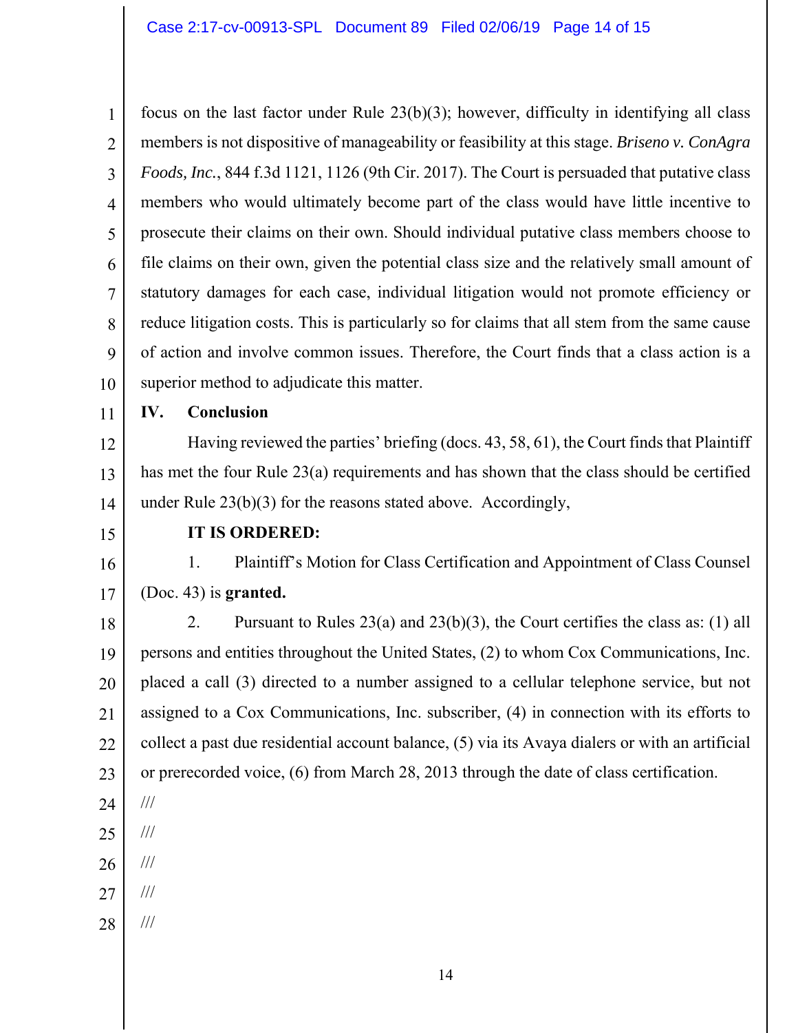focus on the last factor under Rule 23(b)(3); however, difficulty in identifying all class members is not dispositive of manageability or feasibility at this stage. *Briseno v. ConAgra Foods, Inc.*, 844 f.3d 1121, 1126 (9th Cir. 2017). The Court is persuaded that putative class members who would ultimately become part of the class would have little incentive to prosecute their claims on their own. Should individual putative class members choose to file claims on their own, given the potential class size and the relatively small amount of statutory damages for each case, individual litigation would not promote efficiency or reduce litigation costs. This is particularly so for claims that all stem from the same cause of action and involve common issues. Therefore, the Court finds that a class action is a superior method to adjudicate this matter.

## IV. Conclusion

Having reviewed the parties' briefing (docs. 43, 58, 61), the Court finds that Plaintiff has met the four Rule 23(a) requirements and has shown that the class should be certified under Rule 23(b)(3) for the reasons stated above. Accordingly,

**IT IS ORDERED:**

1. Plaintiff's Motion for Class Certification and Appointment of Class Counsel (Doc. 43) is **granted.**

2. Pursuant to Rules 23(a) and 23(b)(3), the Court certifies the class as: (1) all persons and entities throughout the United States, (2) to whom Cox Communications, Inc. placed a call (3) directed to a number assigned to a cellular telephone service, but not assigned to a Cox Communications, Inc. subscriber, (4) in connection with its efforts to collect a past due residential account balance, (5) via its Avaya dialers or with an artificial or prerecorded voice, (6) from March 28, 2013 through the date of class certification.

///

///

///

///

///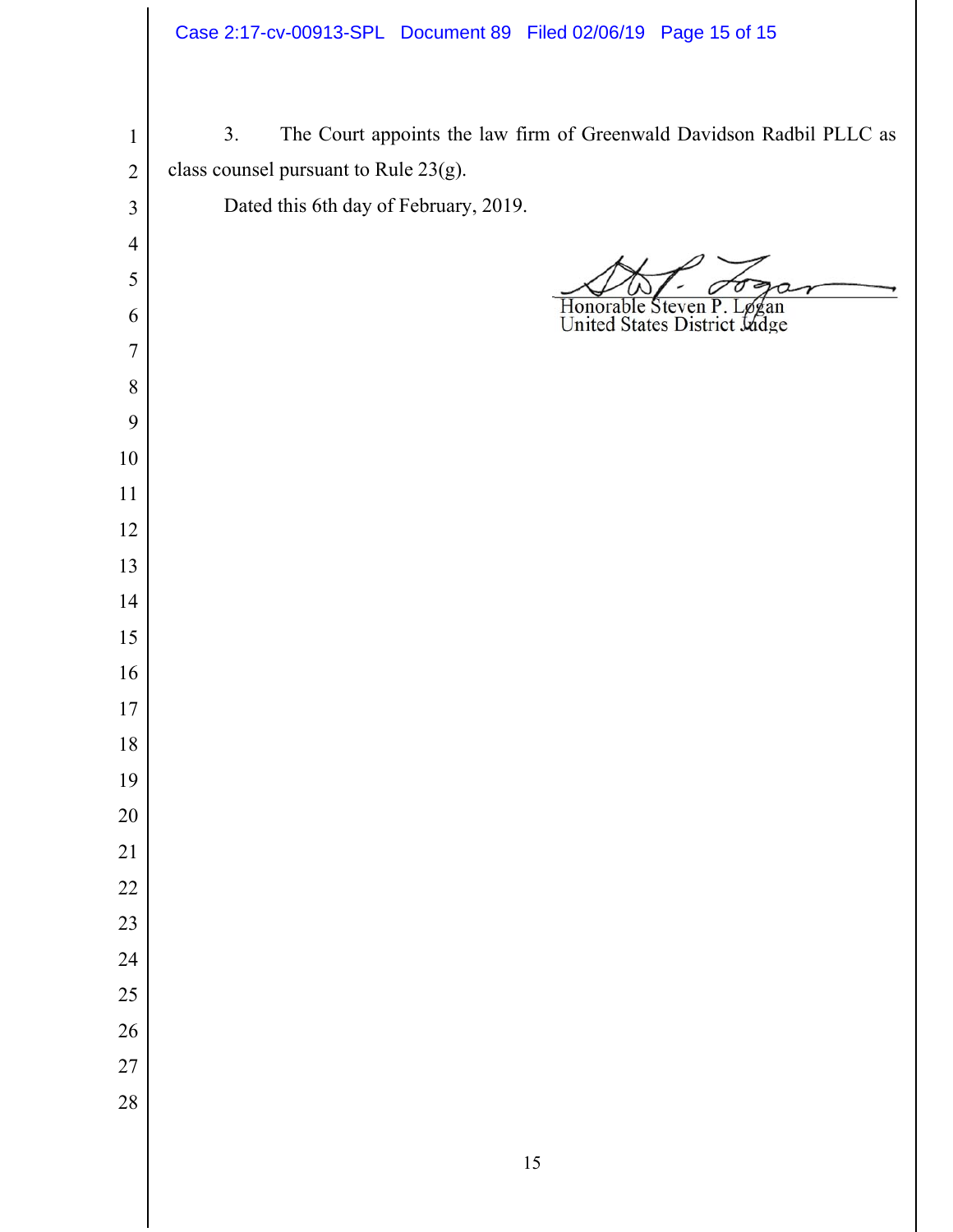3. The Court appoints the law firm of Greenwald Davidson Radbil PLLC as class counsel pursuant to Rule 23(g).

Dated this 6th day of February, 2019.

Honorable Steven P. Logan
United States District Judge